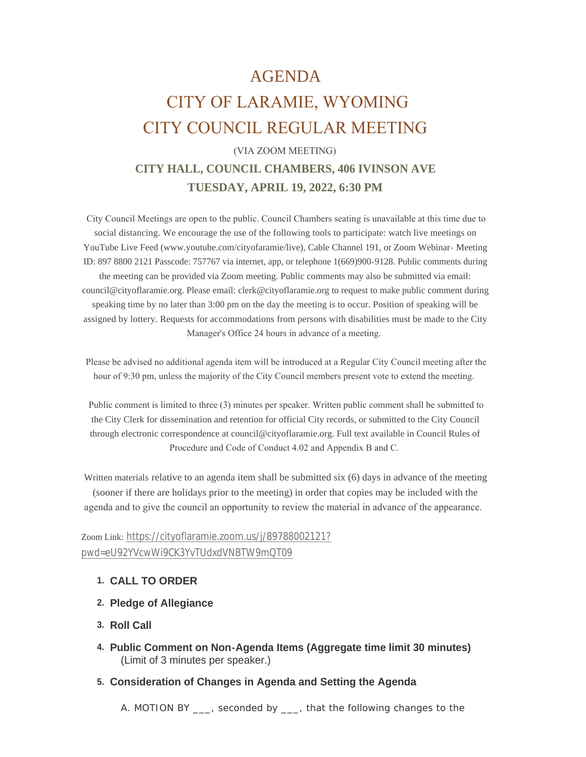# AGENDA
# CITY OF LARAMIE, WYOMING
# CITY COUNCIL REGULAR MEETING

(VIA ZOOM MEETING)

**CITY HALL, COUNCIL CHAMBERS, 406 IVINSON AVE**

**TUESDAY, APRIL 19, 2022, 6:30 PM**

City Council Meetings are open to the public. Council Chambers seating is unavailable at this time due to social distancing. We encourage the use of the following tools to participate: watch live meetings on YouTube Live Feed (www.youtube.com/cityofaramie/live), Cable Channel 191, or Zoom Webinar- Meeting ID: 897 8800 2121 Passcode: 757767 via internet, app, or telephone 1(669)900-9128. Public comments during the meeting can be provided via Zoom meeting. Public comments may also be submitted via email: council@cityoflaramie.org. Please email: clerk@cityoflaramie.org to request to make public comment during speaking time by no later than 3:00 pm on the day the meeting is to occur. Position of speaking will be assigned by lottery. Requests for accommodations from persons with disabilities must be made to the City Manager's Office 24 hours in advance of a meeting.

Please be advised no additional agenda item will be introduced at a Regular City Council meeting after the hour of 9:30 pm, unless the majority of the City Council members present vote to extend the meeting.

Public comment is limited to three (3) minutes per speaker. Written public comment shall be submitted to the City Clerk for dissemination and retention for official City records, or submitted to the City Council through electronic correspondence at council@cityoflaramie.org. Full text available in Council Rules of Procedure and Code of Conduct 4.02 and Appendix B and C.

Written materials relative to an agenda item shall be submitted six (6) days in advance of the meeting (sooner if there are holidays prior to the meeting) in order that copies may be included with the agenda and to give the council an opportunity to review the material in advance of the appearance.

Zoom Link: https://cityoflaramie.zoom.us/j/89788002121?pwd=eU92YVcwWi9CK3YvTUdxdVNBTW9mQT09

1. **CALL TO ORDER**
2. **Pledge of Allegiance**
3. **Roll Call**
4. **Public Comment on Non-Agenda Items (Aggregate time limit 30 minutes)** (Limit of 3 minutes per speaker.)
5. **Consideration of Changes in Agenda and Setting the Agenda**

   A. MOTION BY ___, seconded by ___, that the following changes to the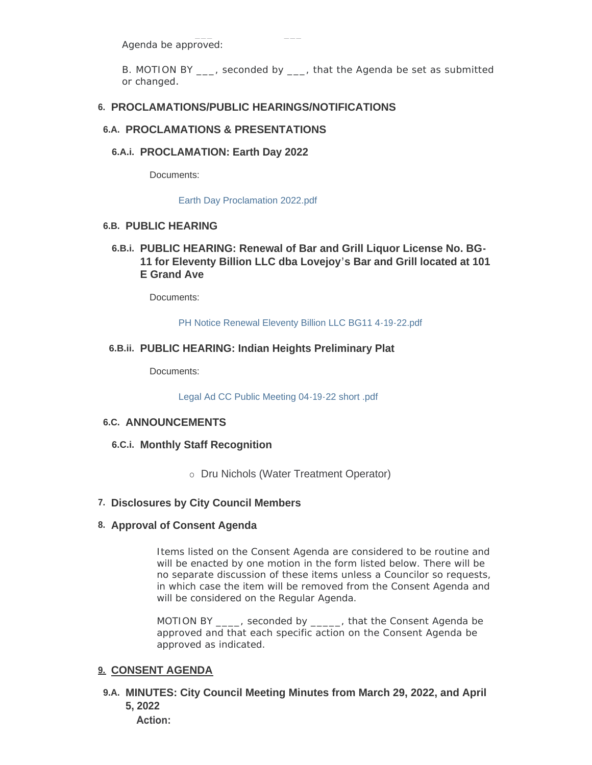Agenda be approved:

B. MOTION BY ___, seconded by ___, that the Agenda be set as submitted or changed.

## 6. PROCLAMATIONS/PUBLIC HEARINGS/NOTIFICATIONS

### 6.A. PROCLAMATIONS & PRESENTATIONS

#### 6.A.i. PROCLAMATION: Earth Day 2022

Documents:

Earth Day Proclamation 2022.pdf

### 6.B. PUBLIC HEARING

#### 6.B.i. PUBLIC HEARING: Renewal of Bar and Grill Liquor License No. BG-11 for Eleventy Billion LLC dba Lovejoy's Bar and Grill located at 101 E Grand Ave

Documents:

PH Notice Renewal Eleventy Billion LLC BG11 4-19-22.pdf

#### 6.B.ii. PUBLIC HEARING: Indian Heights Preliminary Plat

Documents:

Legal Ad CC Public Meeting 04-19-22 short .pdf

### 6.C. ANNOUNCEMENTS

#### 6.C.i. Monthly Staff Recognition

- Dru Nichols (Water Treatment Operator)

## 7. Disclosures by City Council Members

## 8. Approval of Consent Agenda

Items listed on the Consent Agenda are considered to be routine and will be enacted by one motion in the form listed below. There will be no separate discussion of these items unless a Councilor so requests, in which case the item will be removed from the Consent Agenda and will be considered on the Regular Agenda.

MOTION BY ____, seconded by _____, that the Consent Agenda be approved and that each specific action on the Consent Agenda be approved as indicated.

## 9. CONSENT AGENDA

### 9.A. MINUTES: City Council Meeting Minutes from March 29, 2022, and April 5, 2022

**Action:**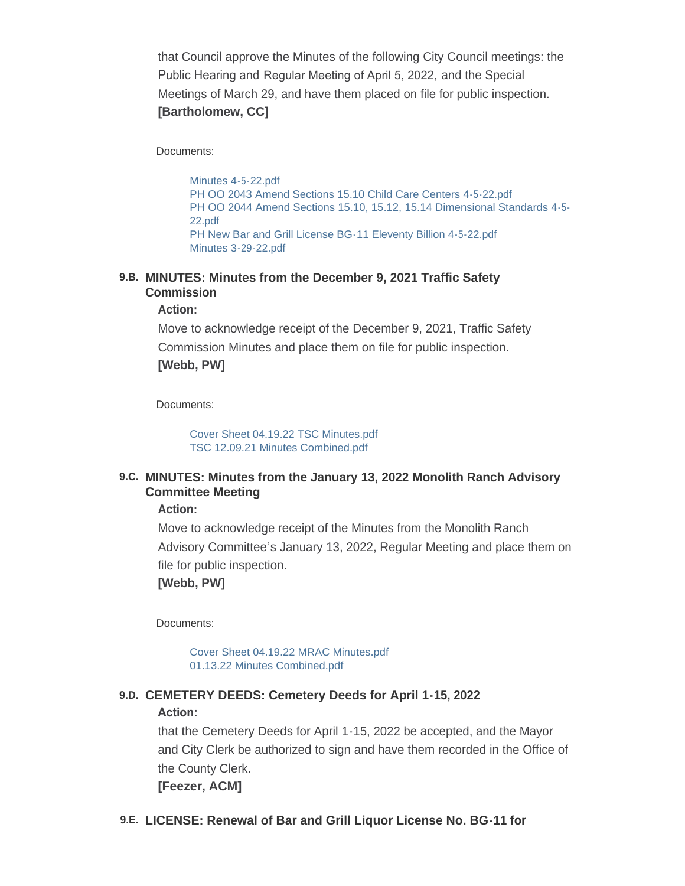that Council approve the Minutes of the following City Council meetings: the Public Hearing and Regular Meeting of April 5, 2022, and the Special Meetings of March 29, and have them placed on file for public inspection.
**[Bartholomew, CC]**

Documents:

- Minutes 4-5-22.pdf
- PH OO 2043 Amend Sections 15.10 Child Care Centers 4-5-22.pdf
- PH OO 2044 Amend Sections 15.10, 15.12, 15.14 Dimensional Standards 4-5-22.pdf
- PH New Bar and Grill License BG-11 Eleventy Billion 4-5-22.pdf
- Minutes 3-29-22.pdf

### 9.B. MINUTES: Minutes from the December 9, 2021 Traffic Safety Commission

**Action:**

Move to acknowledge receipt of the December 9, 2021, Traffic Safety Commission Minutes and place them on file for public inspection.
**[Webb, PW]**

Documents:

- Cover Sheet 04.19.22 TSC Minutes.pdf
- TSC 12.09.21 Minutes Combined.pdf

### 9.C. MINUTES: Minutes from the January 13, 2022 Monolith Ranch Advisory Committee Meeting

**Action:**

Move to acknowledge receipt of the Minutes from the Monolith Ranch Advisory Committee's January 13, 2022, Regular Meeting and place them on file for public inspection.
**[Webb, PW]**

Documents:

- Cover Sheet 04.19.22 MRAC Minutes.pdf
- 01.13.22 Minutes Combined.pdf

### 9.D. CEMETERY DEEDS: Cemetery Deeds for April 1-15, 2022

**Action:**

that the Cemetery Deeds for April 1-15, 2022 be accepted, and the Mayor and City Clerk be authorized to sign and have them recorded in the Office of the County Clerk.
**[Feezer, ACM]**

### 9.E. LICENSE: Renewal of Bar and Grill Liquor License No. BG-11 for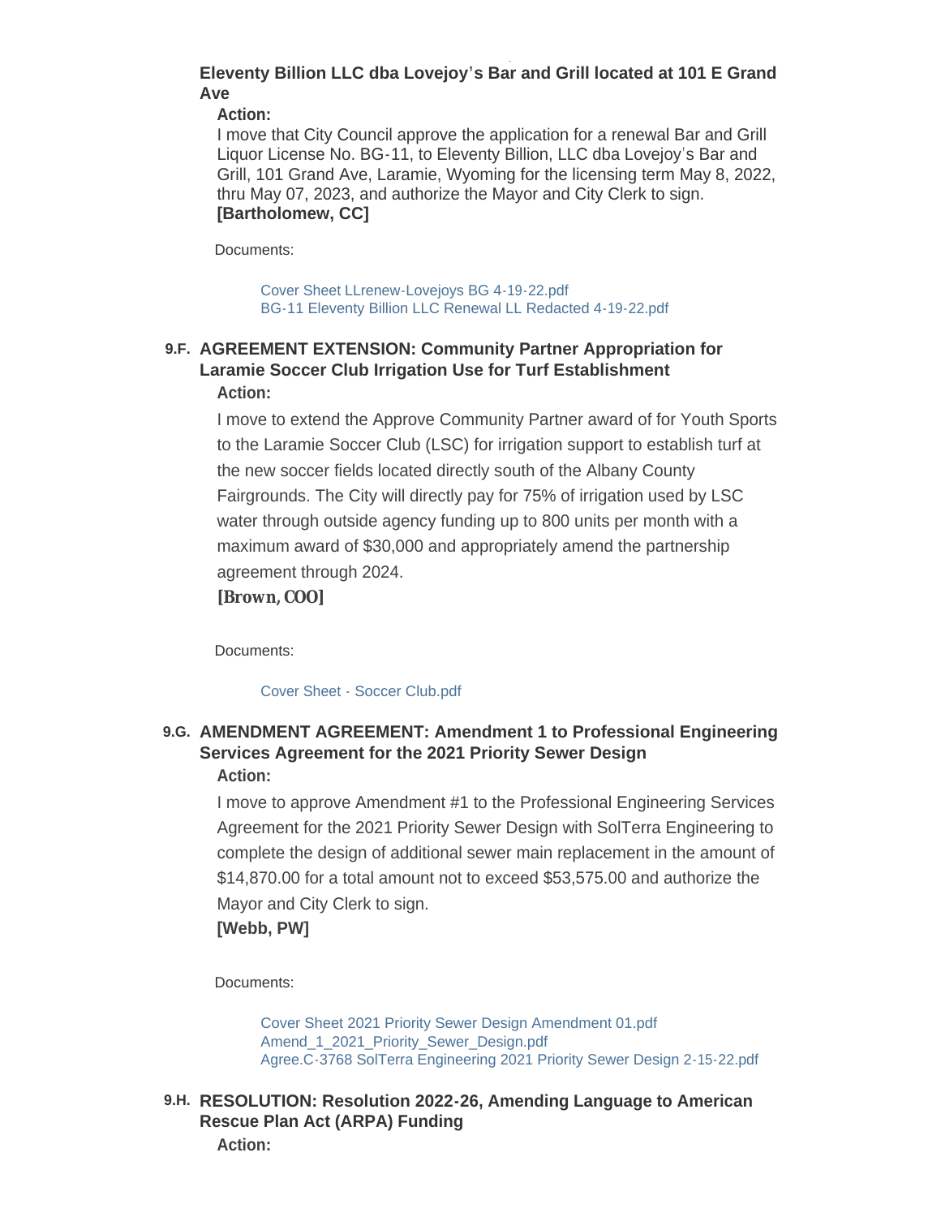**Eleventy Billion LLC dba Lovejoy's Bar and Grill located at 101 E Grand Ave**

**Action:**

I move that City Council approve the application for a renewal Bar and Grill Liquor License No. BG-11, to Eleventy Billion, LLC dba Lovejoy's Bar and Grill, 101 Grand Ave, Laramie, Wyoming for the licensing term May 8, 2022, thru May 07, 2023, and authorize the Mayor and City Clerk to sign.
**[Bartholomew, CC]**

Documents:

Cover Sheet LLrenew-Lovejoys BG 4-19-22.pdf
BG-11 Eleventy Billion LLC Renewal LL Redacted 4-19-22.pdf

### 9.F. AGREEMENT EXTENSION: Community Partner Appropriation for Laramie Soccer Club Irrigation Use for Turf Establishment

**Action:**

I move to extend the Approve Community Partner award of for Youth Sports to the Laramie Soccer Club (LSC) for irrigation support to establish turf at the new soccer fields located directly south of the Albany County Fairgrounds. The City will directly pay for 75% of irrigation used by LSC water through outside agency funding up to 800 units per month with a maximum award of $30,000 and appropriately amend the partnership agreement through 2024.
**[Brown, COO]**

Documents:

Cover Sheet - Soccer Club.pdf

### 9.G. AMENDMENT AGREEMENT: Amendment 1 to Professional Engineering Services Agreement for the 2021 Priority Sewer Design

**Action:**

I move to approve Amendment #1 to the Professional Engineering Services Agreement for the 2021 Priority Sewer Design with SolTerra Engineering to complete the design of additional sewer main replacement in the amount of $14,870.00 for a total amount not to exceed $53,575.00 and authorize the Mayor and City Clerk to sign.
**[Webb, PW]**

Documents:

Cover Sheet 2021 Priority Sewer Design Amendment 01.pdf
Amend_1_2021_Priority_Sewer_Design.pdf
Agree.C-3768 SolTerra Engineering 2021 Priority Sewer Design 2-15-22.pdf

### 9.H. RESOLUTION: Resolution 2022-26, Amending Language to American Rescue Plan Act (ARPA) Funding

**Action:**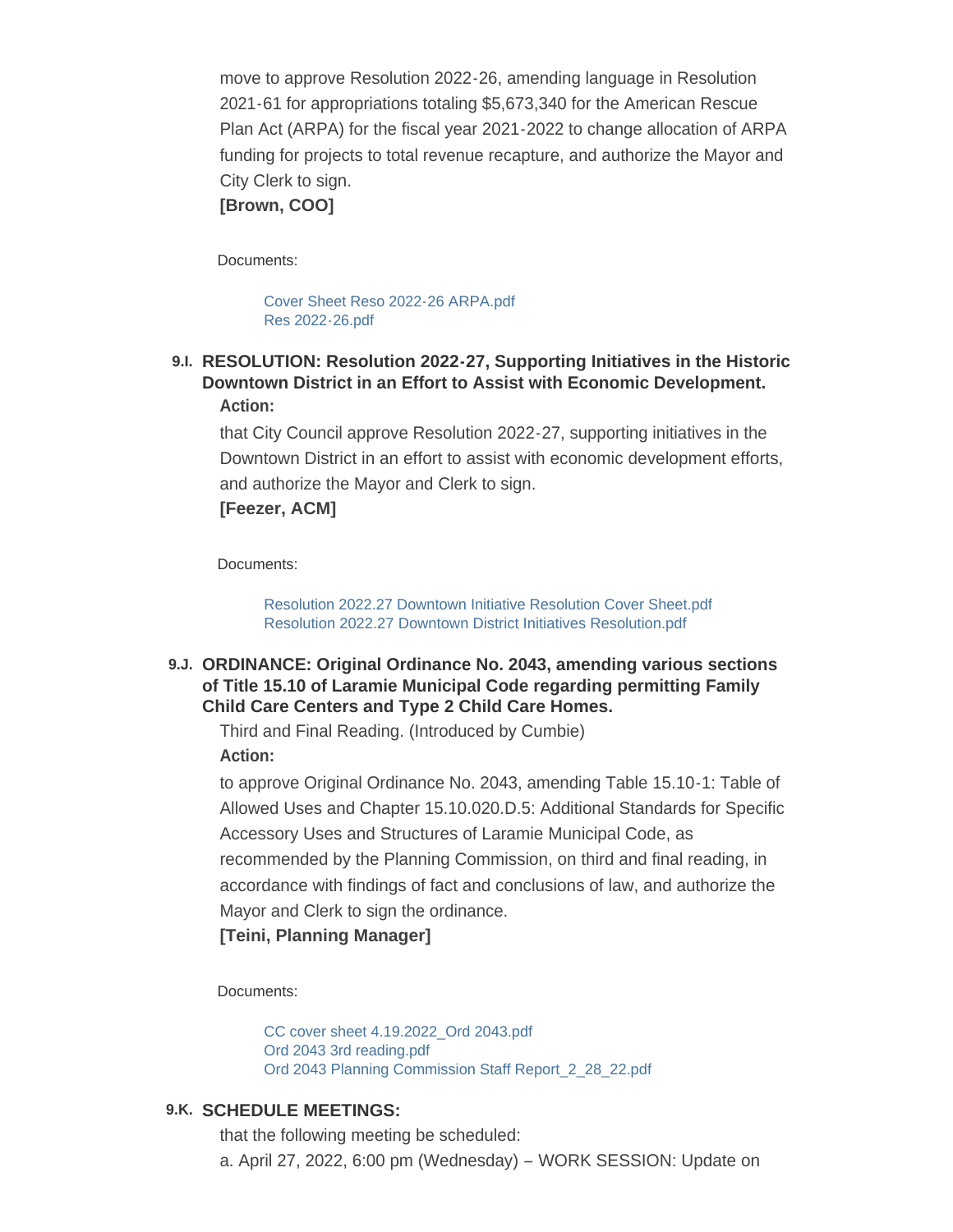move to approve Resolution 2022-26, amending language in Resolution 2021-61 for appropriations totaling $5,673,340 for the American Rescue Plan Act (ARPA) for the fiscal year 2021-2022 to change allocation of ARPA funding for projects to total revenue recapture, and authorize the Mayor and City Clerk to sign.

**[Brown, COO]**

Documents:

- Cover Sheet Reso 2022-26 ARPA.pdf
- Res 2022-26.pdf

### 9.I. RESOLUTION: Resolution 2022-27, Supporting Initiatives in the Historic Downtown District in an Effort to Assist with Economic Development.

**Action:**

that City Council approve Resolution 2022-27, supporting initiatives in the Downtown District in an effort to assist with economic development efforts, and authorize the Mayor and Clerk to sign.

**[Feezer, ACM]**

Documents:

- Resolution 2022.27 Downtown Initiative Resolution Cover Sheet.pdf
- Resolution 2022.27 Downtown District Initiatives Resolution.pdf

### 9.J. ORDINANCE: Original Ordinance No. 2043, amending various sections of Title 15.10 of Laramie Municipal Code regarding permitting Family Child Care Centers and Type 2 Child Care Homes.

Third and Final Reading. (Introduced by Cumbie)

**Action:**

to approve Original Ordinance No. 2043, amending Table 15.10-1: Table of Allowed Uses and Chapter 15.10.020.D.5: Additional Standards for Specific Accessory Uses and Structures of Laramie Municipal Code, as recommended by the Planning Commission, on third and final reading, in accordance with findings of fact and conclusions of law, and authorize the Mayor and Clerk to sign the ordinance.

**[Teini, Planning Manager]**

Documents:

- CC cover sheet 4.19.2022_Ord 2043.pdf
- Ord 2043 3rd reading.pdf
- Ord 2043 Planning Commission Staff Report_2_28_22.pdf

### 9.K. SCHEDULE MEETINGS:

that the following meeting be scheduled:

a. April 27, 2022, 6:00 pm (Wednesday) – WORK SESSION: Update on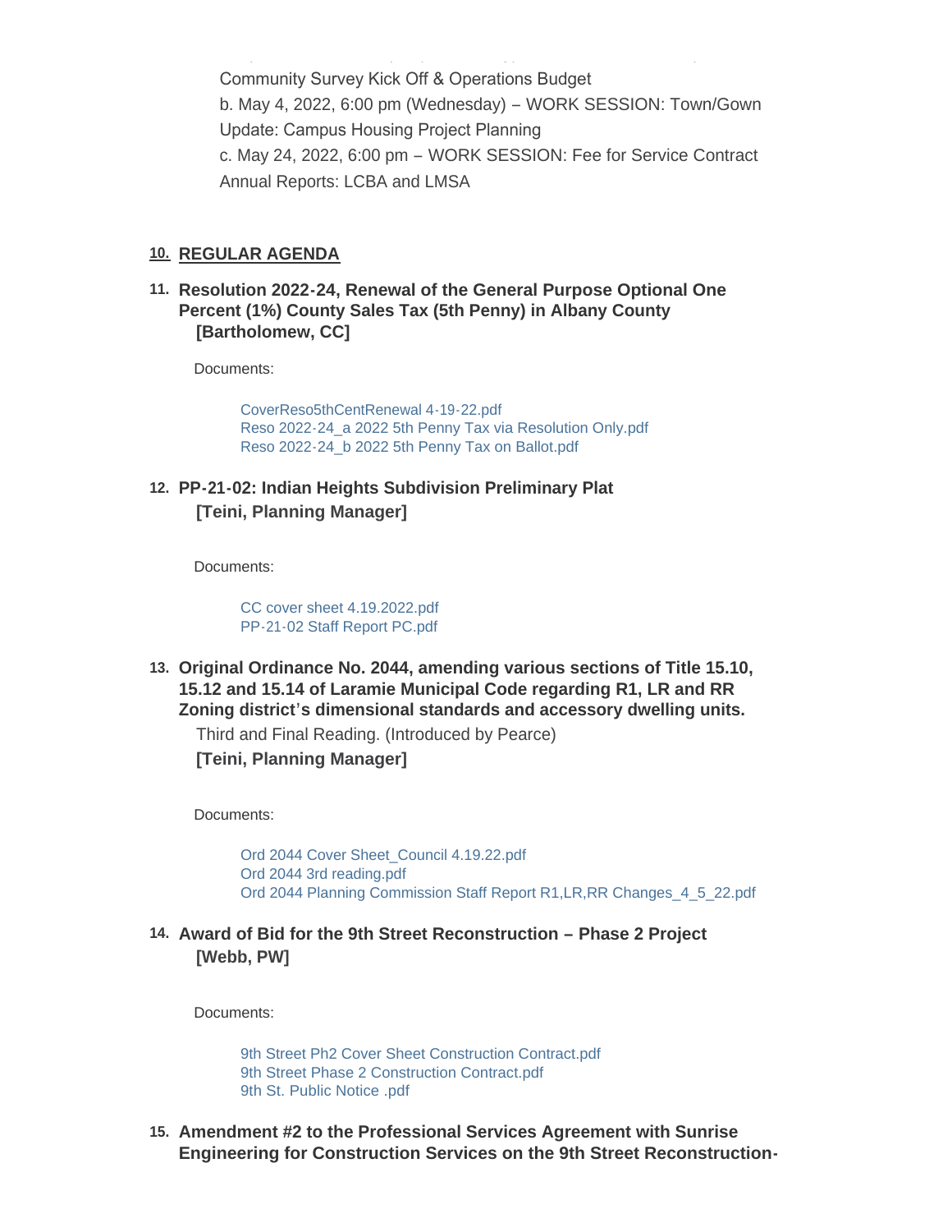Community Survey Kick Off & Operations Budget

b. May 4, 2022, 6:00 pm (Wednesday) – WORK SESSION: Town/Gown Update: Campus Housing Project Planning

c. May 24, 2022, 6:00 pm – WORK SESSION: Fee for Service Contract Annual Reports: LCBA and LMSA

## 10. REGULAR AGENDA

### 11. Resolution 2022-24, Renewal of the General Purpose Optional One Percent (1%) County Sales Tax (5th Penny) in Albany County [Bartholomew, CC]

Documents:

- CoverReso5thCentRenewal 4-19-22.pdf
- Reso 2022-24_a 2022 5th Penny Tax via Resolution Only.pdf
- Reso 2022-24_b 2022 5th Penny Tax on Ballot.pdf

### 12. PP-21-02: Indian Heights Subdivision Preliminary Plat [Teini, Planning Manager]

Documents:

- CC cover sheet 4.19.2022.pdf
- PP-21-02 Staff Report PC.pdf

### 13. Original Ordinance No. 2044, amending various sections of Title 15.10, 15.12 and 15.14 of Laramie Municipal Code regarding R1, LR and RR Zoning district's dimensional standards and accessory dwelling units.

Third and Final Reading. (Introduced by Pearce)

**[Teini, Planning Manager]**

Documents:

- Ord 2044 Cover Sheet_Council 4.19.22.pdf
- Ord 2044 3rd reading.pdf
- Ord 2044 Planning Commission Staff Report R1,LR,RR Changes_4_5_22.pdf

### 14. Award of Bid for the 9th Street Reconstruction – Phase 2 Project [Webb, PW]

Documents:

- 9th Street Ph2 Cover Sheet Construction Contract.pdf
- 9th Street Phase 2 Construction Contract.pdf
- 9th St. Public Notice .pdf

### 15. Amendment #2 to the Professional Services Agreement with Sunrise Engineering for Construction Services on the 9th Street Reconstruction-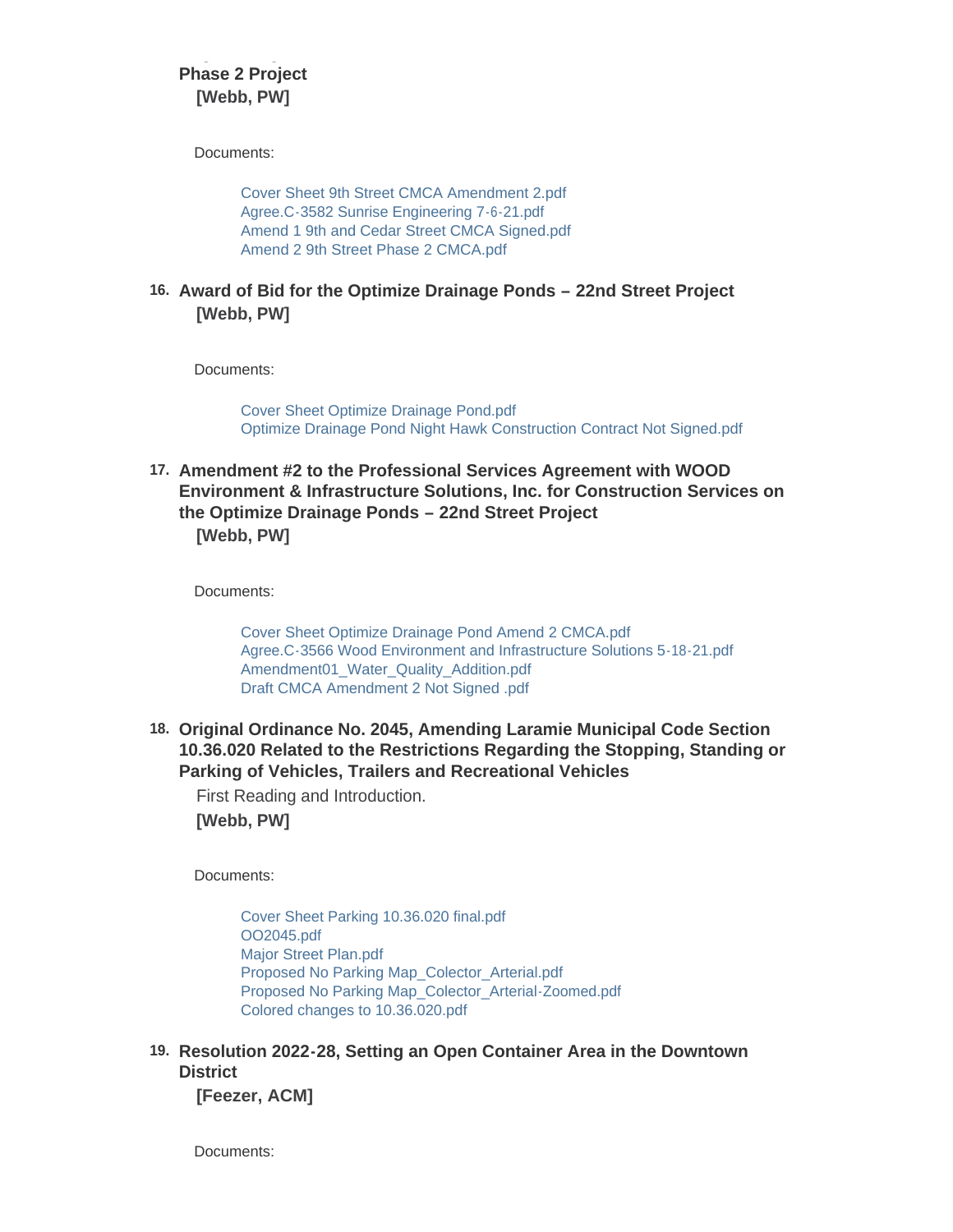**Phase 2 Project**
**[Webb, PW]**

Documents:

- Cover Sheet 9th Street CMCA Amendment 2.pdf
- Agree.C-3582 Sunrise Engineering 7-6-21.pdf
- Amend 1 9th and Cedar Street CMCA Signed.pdf
- Amend 2 9th Street Phase 2 CMCA.pdf

16. **Award of Bid for the Optimize Drainage Ponds – 22nd Street Project**
**[Webb, PW]**

Documents:

- Cover Sheet Optimize Drainage Pond.pdf
- Optimize Drainage Pond Night Hawk Construction Contract Not Signed.pdf

17. **Amendment #2 to the Professional Services Agreement with WOOD Environment & Infrastructure Solutions, Inc. for Construction Services on the Optimize Drainage Ponds – 22nd Street Project**
**[Webb, PW]**

Documents:

- Cover Sheet Optimize Drainage Pond Amend 2 CMCA.pdf
- Agree.C-3566 Wood Environment and Infrastructure Solutions 5-18-21.pdf
- Amendment01_Water_Quality_Addition.pdf
- Draft CMCA Amendment 2 Not Signed .pdf

18. **Original Ordinance No. 2045, Amending Laramie Municipal Code Section 10.36.020 Related to the Restrictions Regarding the Stopping, Standing or Parking of Vehicles, Trailers and Recreational Vehicles**

First Reading and Introduction.

**[Webb, PW]**

Documents:

- Cover Sheet Parking 10.36.020 final.pdf
- OO2045.pdf
- Major Street Plan.pdf
- Proposed No Parking Map_Colector_Arterial.pdf
- Proposed No Parking Map_Colector_Arterial-Zoomed.pdf
- Colored changes to 10.36.020.pdf

19. **Resolution 2022-28, Setting an Open Container Area in the Downtown District**
**[Feezer, ACM]**

Documents: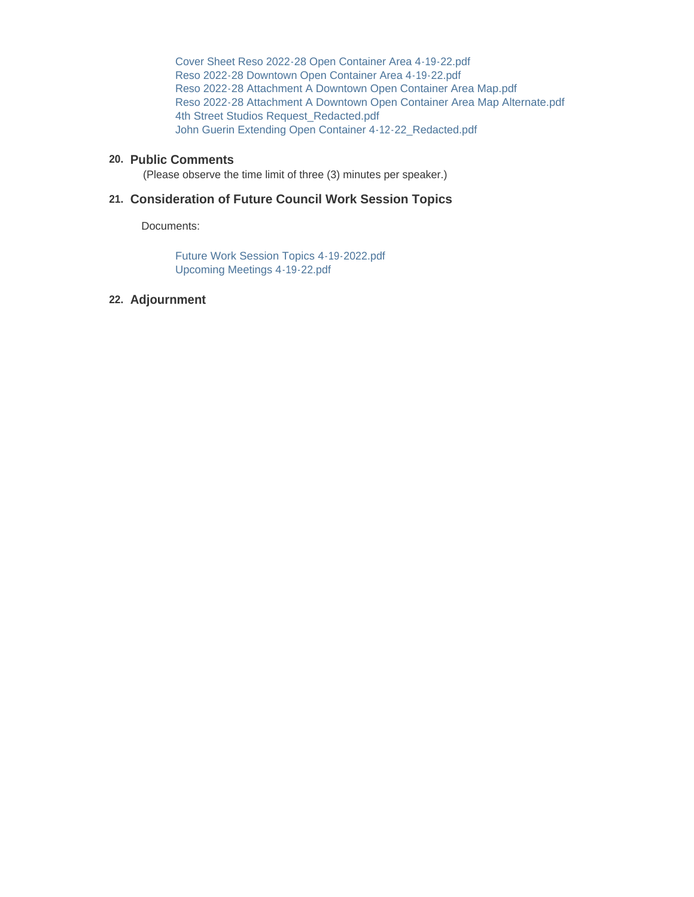Cover Sheet Reso 2022-28 Open Container Area 4-19-22.pdf
Reso 2022-28 Downtown Open Container Area 4-19-22.pdf
Reso 2022-28 Attachment A Downtown Open Container Area Map.pdf
Reso 2022-28 Attachment A Downtown Open Container Area Map Alternate.pdf
4th Street Studios Request_Redacted.pdf
John Guerin Extending Open Container 4-12-22_Redacted.pdf

## 20. Public Comments

(Please observe the time limit of three (3) minutes per speaker.)

## 21. Consideration of Future Council Work Session Topics

Documents:

Future Work Session Topics 4-19-2022.pdf
Upcoming Meetings 4-19-22.pdf

## 22. Adjournment